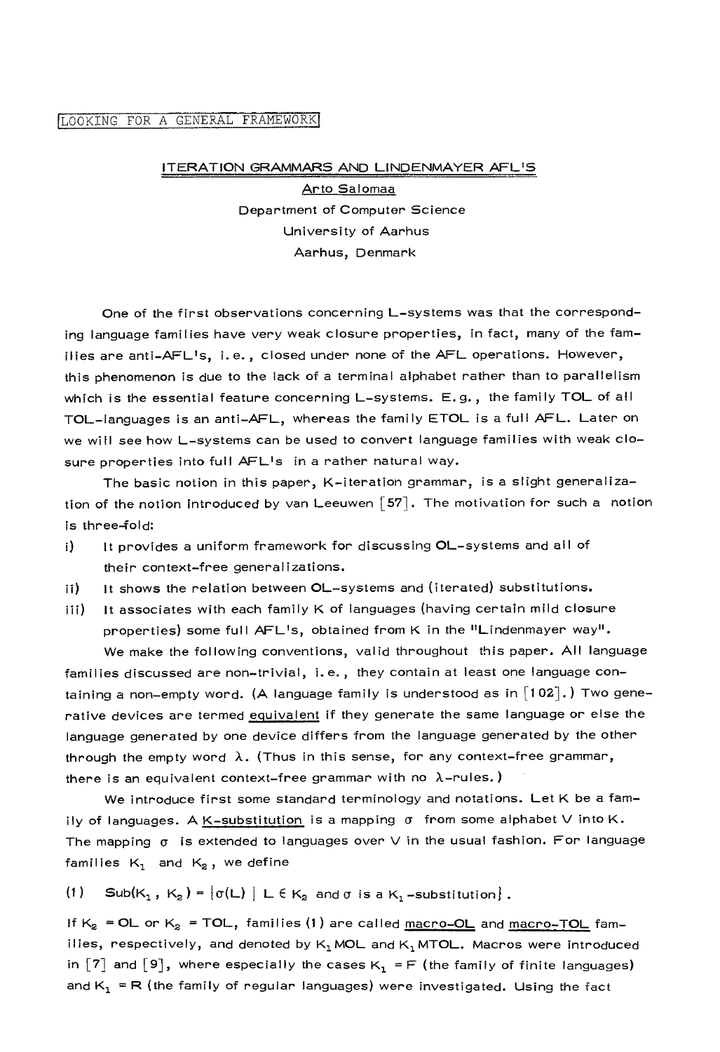LOOKING FOR A GENERAL FRAMEWORK

# ITERATION GRAMMARS AND LINDENMAYER AFL'S

Arto Salomaa
Department of Computer Science
University of Aarhus
Aarhus, Denmark

One of the first observations concerning L-systems was that the corresponding language families have very weak closure properties, in fact, many of the families are anti-AFL's, i.e., closed under none of the AFL operations. However, this phenomenon is due to the lack of a terminal alphabet rather than to parallelism which is the essential feature concerning L-systems. E.g., the family TOL of all TOL-languages is an anti-AFL, whereas the family ETOL is a full AFL. Later on we will see how L-systems can be used to convert language families with weak closure properties into full AFL's in a rather natural way.

The basic notion in this paper, K-iteration grammar, is a slight generalization of the notion introduced by van Leeuwen [57]. The motivation for such a notion is three-fold:

i) It provides a uniform framework for discussing OL-systems and all of their context-free generalizations.
ii) It shows the relation between OL-systems and (iterated) substitutions.
iii) It associates with each family K of languages (having certain mild closure properties) some full AFL's, obtained from K in the "Lindenmayer way".

We make the following conventions, valid throughout this paper. All language families discussed are non-trivial, i.e., they contain at least one language containing a non-empty word. (A language family is understood as in [102].) Two generative devices are termed equivalent if they generate the same language or else the language generated by one device differs from the language generated by the other through the empty word $\lambda$. (Thus in this sense, for any context-free grammar, there is an equivalent context-free grammar with no $\lambda$-rules.)

We introduce first some standard terminology and notations. Let K be a family of languages. A K-substitution is a mapping $\sigma$ from some alphabet V into K. The mapping $\sigma$ is extended to languages over V in the usual fashion. For language families $K_1$ and $K_2$, we define

$$(1) \quad \text{Sub}(K_1, K_2) = \{\sigma(L) \mid L \in K_2 \text{ and } \sigma \text{ is a } K_1\text{-substitution}\}.$$

If $K_2$ = OL or $K_2$ = TOL, families (1) are called macro-OL and macro-TOL families, respectively, and denoted by $K_1$MOL and $K_1$MTOL. Macros were introduced in [7] and [9], where especially the cases $K_1$ = F (the family of finite languages) and $K_1$ = R (the family of regular languages) were investigated. Using the fact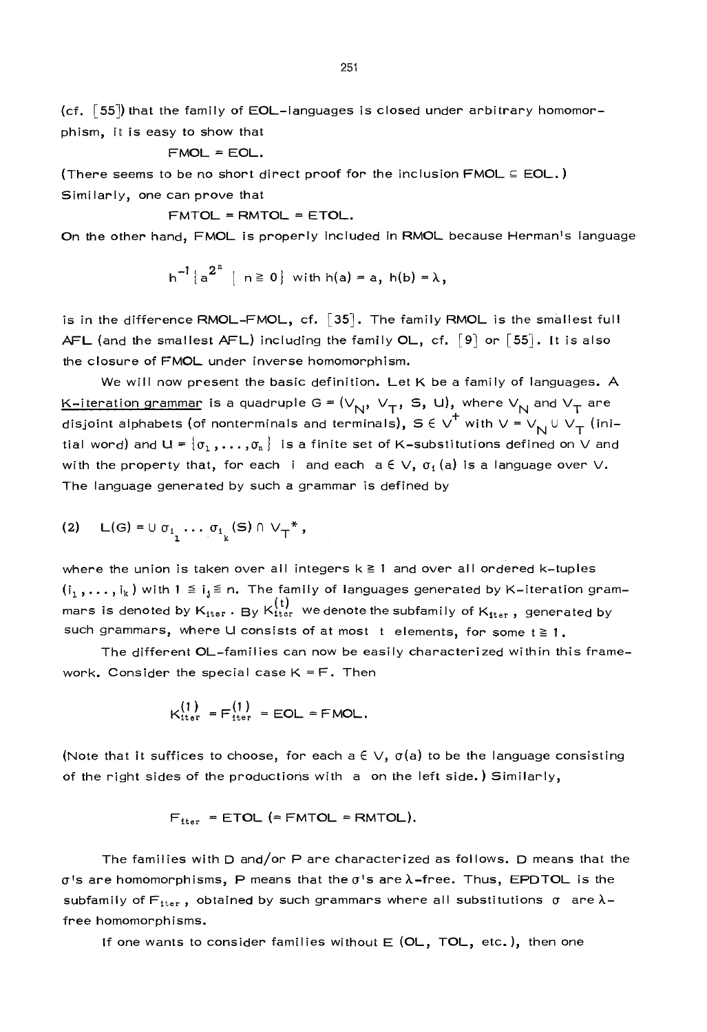(cf. [55]) that the family of EOL-languages is closed under arbitrary homomorphism, it is easy to show that

$$FMOL = EOL.$$

(There seems to be no short direct proof for the inclusion $FMOL \subseteq EOL$.) Similarly, one can prove that

$$FMTOL = RMTOL = ETOL.$$

On the other hand, FMOL is properly included in RMOL because Herman's language

$$h^{-1}\{a^{2^n} \mid n \geq 0\} \text{ with } h(a) = a,\ h(b) = \lambda,$$

is in the difference RMOL–FMOL, cf. [35]. The family RMOL is the smallest full AFL (and the smallest AFL) including the family OL, cf. [9] or [55]. It is also the closure of FMOL under inverse homomorphism.

We will now present the basic definition. Let K be a family of languages. A <u>K-iteration grammar</u> is a quadruple $G = (V_N, V_T, S, U)$, where $V_N$ and $V_T$ are disjoint alphabets (of nonterminals and terminals), $S \in V^+$ with $V = V_N \cup V_T$ (initial word) and $U = \{\sigma_1, \ldots, \sigma_n\}$ is a finite set of K-substitutions defined on V and with the property that, for each $i$ and each $a \in V$, $\sigma_i(a)$ is a language over V. The language generated by such a grammar is defined by

$$(2) \quad L(G) = \cup\, \sigma_{i_1} \ldots \sigma_{i_k}(S) \cap V_T^{*},$$

where the union is taken over all integers $k \geq 1$ and over all ordered k-tuples $(i_1, \ldots, i_k)$ with $1 \leq i_j \leq n$. The family of languages generated by K-iteration grammars is denoted by $K_{iter}$. By $K_{iter}^{(t)}$ we denote the subfamily of $K_{iter}$, generated by such grammars, where U consists of at most $t$ elements, for some $t \geq 1$.

The different OL-families can now be easily characterized within this framework. Consider the special case $K = F$. Then

$$K_{iter}^{(1)} = F_{iter}^{(1)} = EOL = FMOL.$$

(Note that it suffices to choose, for each $a \in V$, $\sigma(a)$ to be the language consisting of the right sides of the productions with $a$ on the left side.) Similarly,

$$F_{iter} = ETOL\ (= FMTOL = RMTOL).$$

The families with D and/or P are characterized as follows. D means that the $\sigma$'s are homomorphisms, P means that the $\sigma$'s are $\lambda$-free. Thus, EPDTOL is the subfamily of $F_{iter}$, obtained by such grammars where all substitutions $\sigma$ are $\lambda$-free homomorphisms.

If one wants to consider families without E (OL, TOL, etc.), then one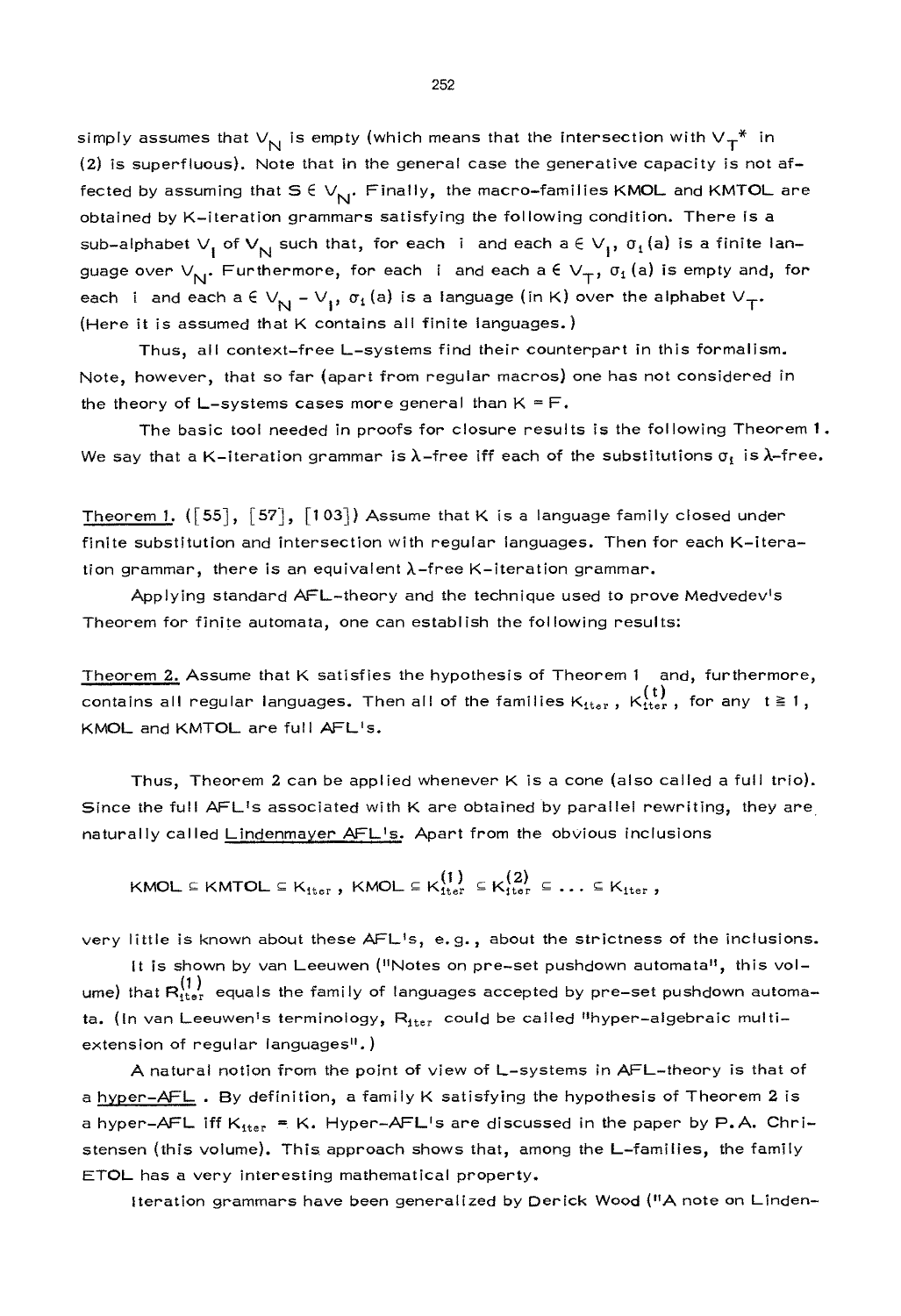simply assumes that $V_N$ is empty (which means that the intersection with $V_T{}^*$ in (2) is superfluous). Note that in the general case the generative capacity is not affected by assuming that $S \in V_N$. Finally, the macro-families KMOL and KMTOL are obtained by K-iteration grammars satisfying the following condition. There is a sub-alphabet $V_I$ of $V_N$ such that, for each i and each $a \in V_I$, $\sigma_i(a)$ is a finite language over $V_N$. Furthermore, for each i and each $a \in V_T$, $\sigma_i(a)$ is empty and, for each i and each $a \in V_N - V_I$, $\sigma_i(a)$ is a language (in K) over the alphabet $V_T$. (Here it is assumed that K contains all finite languages.)

Thus, all context-free L-systems find their counterpart in this formalism. Note, however, that so far (apart from regular macros) one has not considered in the theory of L-systems cases more general than K = F.

The basic tool needed in proofs for closure results is the following Theorem 1. We say that a K-iteration grammar is $\lambda$-free iff each of the substitutions $\sigma_i$ is $\lambda$-free.

<u>Theorem 1.</u> ([55], [57], [103]) Assume that K is a language family closed under finite substitution and intersection with regular languages. Then for each K-iteration grammar, there is an equivalent $\lambda$-free K-iteration grammar.

Applying standard AFL-theory and the technique used to prove Medvedev's Theorem for finite automata, one can establish the following results:

<u>Theorem 2.</u> Assume that K satisfies the hypothesis of Theorem 1 and, furthermore, contains all regular languages. Then all of the families $K_{iter}$, $K_{iter}^{(t)}$, for any $t \geq 1$, KMOL and KMTOL are full AFL's.

Thus, Theorem 2 can be applied whenever K is a cone (also called a full trio). Since the full AFL's associated with K are obtained by parallel rewriting, they are naturally called <u>Lindenmayer AFL's</u>. Apart from the obvious inclusions

$$\text{KMOL} \subseteq \text{KMTOL} \subseteq K_{iter}\,,\quad \text{KMOL} \subseteq K_{iter}^{(1)} \subseteq K_{iter}^{(2)} \subseteq \ldots \subseteq K_{iter}\,,$$

very little is known about these AFL's, e.g., about the strictness of the inclusions.

It is shown by van Leeuwen ("Notes on pre-set pushdown automata", this volume) that $R_{iter}^{(1)}$ equals the family of languages accepted by pre-set pushdown automata. (In van Leeuwen's terminology, $R_{iter}$ could be called "hyper-algebraic multi-extension of regular languages".)

A natural notion from the point of view of L-systems in AFL-theory is that of a <u>hyper-AFL</u>. By definition, a family K satisfying the hypothesis of Theorem 2 is a hyper-AFL iff $K_{iter} = K$. Hyper-AFL's are discussed in the paper by P.A. Christensen (this volume). This approach shows that, among the L-families, the family ETOL has a very interesting mathematical property.

Iteration grammars have been generalized by Derick Wood ("A note on Linden-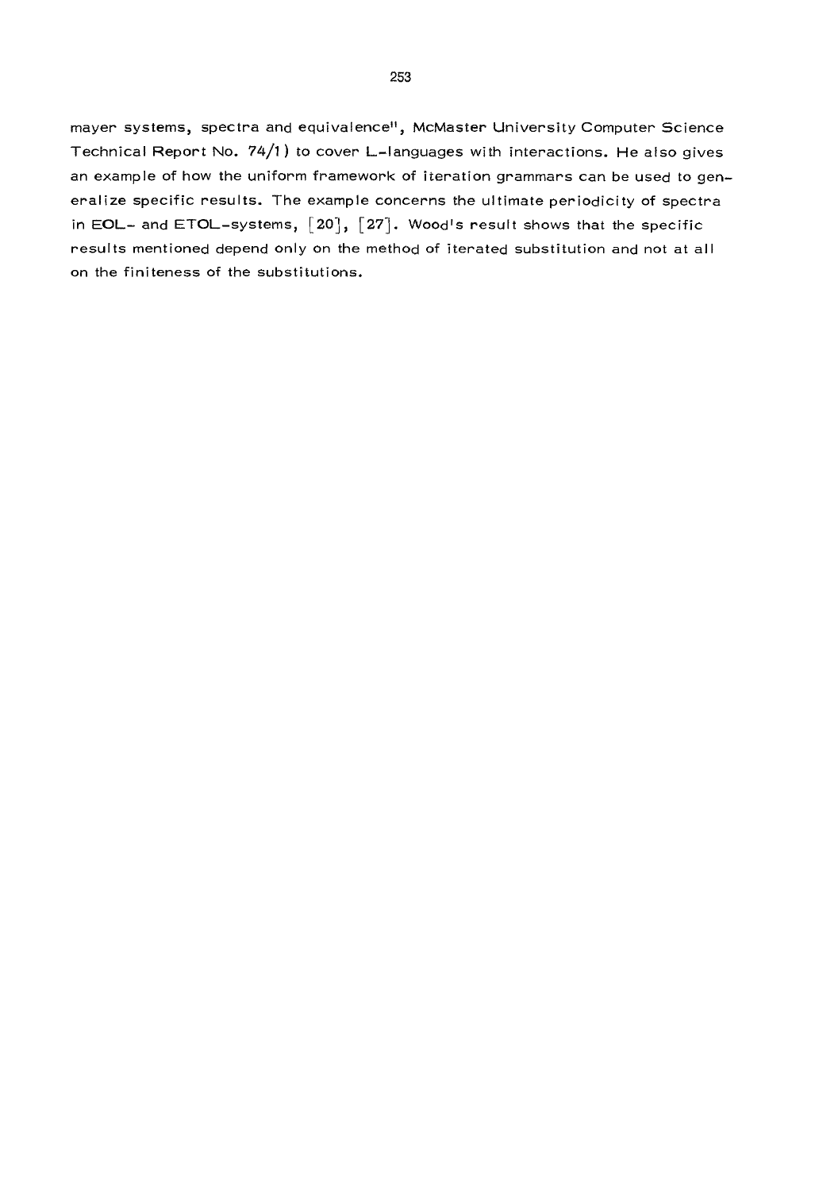mayer systems, spectra and equivalence", McMaster University Computer Science Technical Report No. 74/1) to cover L-languages with interactions. He also gives an example of how the uniform framework of iteration grammars can be used to generalize specific results. The example concerns the ultimate periodicity of spectra in EOL- and ETOL-systems, [20], [27]. Wood's result shows that the specific results mentioned depend only on the method of iterated substitution and not at all on the finiteness of the substitutions.